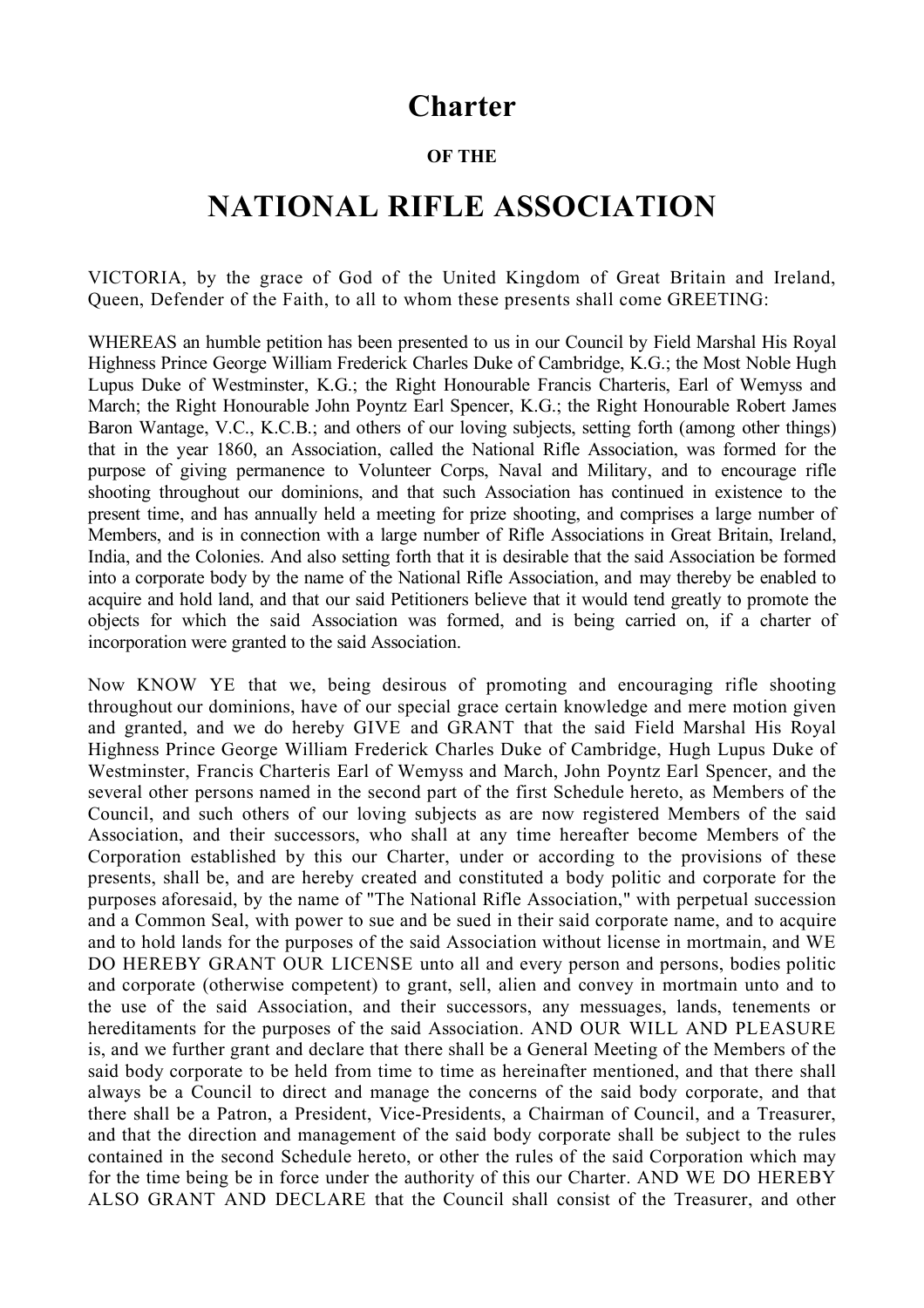# Charter

**OF THE**

# NATIONAL RIFLE ASSOCIATION

VICTORIA, by the grace of God of the United Kingdom of Great Britain and Ireland, Queen, Defender of the Faith, to all to whom these presents shall come GREETING:

WHEREAS an humble petition has been presented to us in our Council by Field Marshal His Royal Highness Prince George William Frederick Charles Duke of Cambridge, K.G.; the Most Noble Hugh Lupus Duke of Westminster, K.G.; the Right Honourable Francis Charteris, Earl of Wemyss and March; the Right Honourable John Poyntz Earl Spencer, K.G.; the Right Honourable Robert James Baron Wantage, V.C., K.C.B.; and others of our loving subjects, setting forth (among other things) that in the year 1860, an Association, called the National Rifle Association, was formed for the purpose of giving permanence to Volunteer Corps, Naval and Military, and to encourage rifle shooting throughout our dominions, and that such Association has continued in existence to the present time, and has annually held a meeting for prize shooting, and comprises a large number of Members, and is in connection with a large number of Rifle Associations in Great Britain, Ireland, India, and the Colonies. And also setting forth that it is desirable that the said Association be formed into a corporate body by the name of the National Rifle Association, and may thereby be enabled to acquire and hold land, and that our said Petitioners believe that it would tend greatly to promote the objects for which the said Association was formed, and is being carried on, if a charter of incorporation were granted to the said Association.

Now KNOW YE that we, being desirous of promoting and encouraging rifle shooting throughout our dominions, have of our special grace certain knowledge and mere motion given and granted, and we do hereby GIVE and GRANT that the said Field Marshal His Royal Highness Prince George William Frederick Charles Duke of Cambridge, Hugh Lupus Duke of Westminster, Francis Charteris Earl of Wemyss and March, John Poyntz Earl Spencer, and the several other persons named in the second part of the first Schedule hereto, as Members of the Council, and such others of our loving subjects as are now registered Members of the said Association, and their successors, who shall at any time hereafter become Members of the Corporation established by this our Charter, under or according to the provisions of these presents, shall be, and are hereby created and constituted a body politic and corporate for the purposes aforesaid, by the name of "The National Rifle Association," with perpetual succession and a Common Seal, with power to sue and be sued in their said corporate name, and to acquire and to hold lands for the purposes of the said Association without license in mortmain, and WE DO HEREBY GRANT OUR LICENSE unto all and every person and persons, bodies politic and corporate (otherwise competent) to grant, sell, alien and convey in mortmain unto and to the use of the said Association, and their successors, any messuages, lands, tenements or hereditaments for the purposes of the said Association. AND OUR WILL AND PLEASURE is, and we further grant and declare that there shall be a General Meeting of the Members of the said body corporate to be held from time to time as hereinafter mentioned, and that there shall always be a Council to direct and manage the concerns of the said body corporate, and that there shall be a Patron, a President, Vice-Presidents, a Chairman of Council, and a Treasurer, and that the direction and management of the said body corporate shall be subject to the rules contained in the second Schedule hereto, or other the rules of the said Corporation which may for the time being be in force under the authority of this our Charter. AND WE DO HEREBY ALSO GRANT AND DECLARE that the Council shall consist of the Treasurer, and other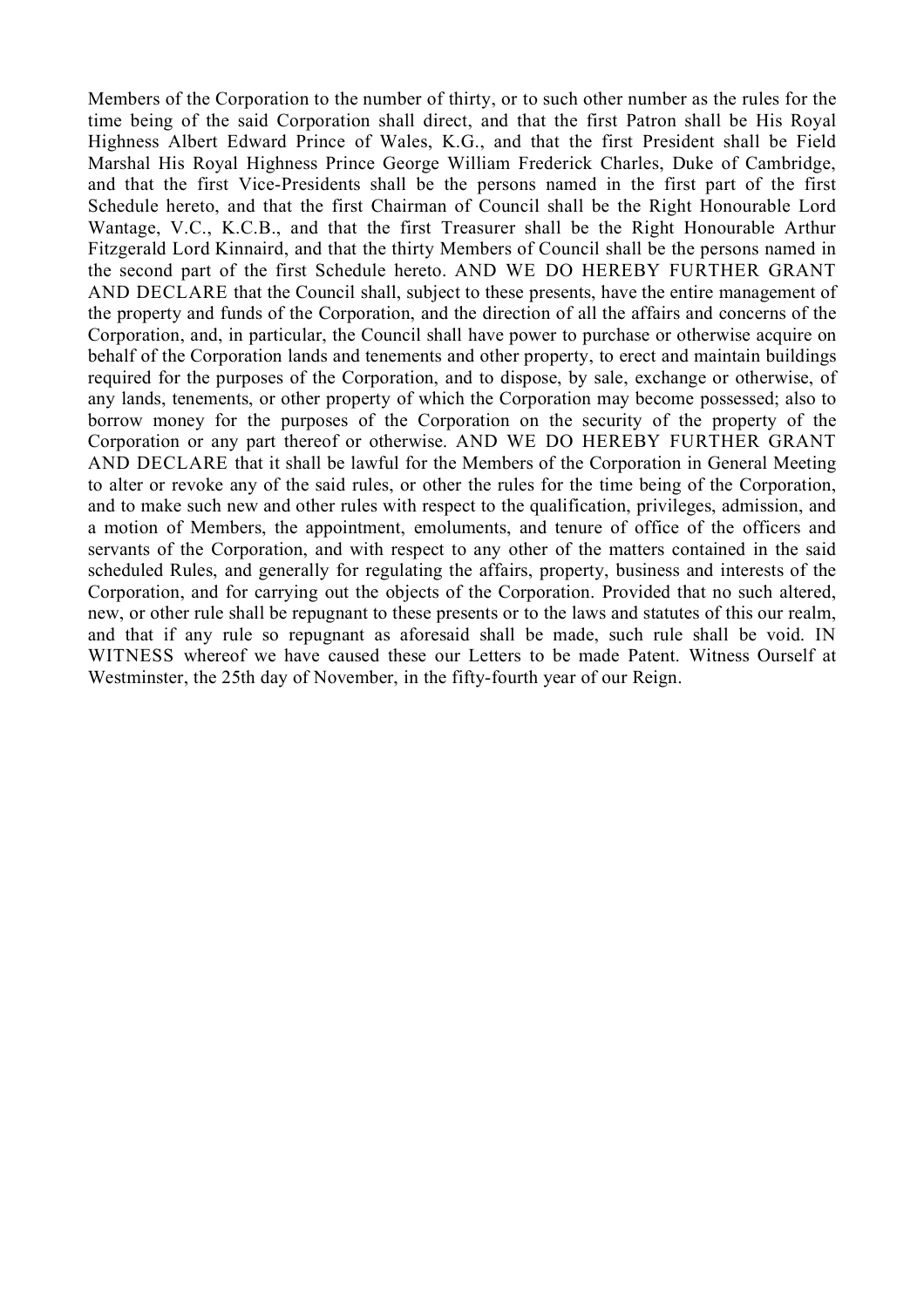Members of the Corporation to the number of thirty, or to such other number as the rules for the time being of the said Corporation shall direct, and that the first Patron shall be His Royal Highness Albert Edward Prince of Wales, K.G., and that the first President shall be Field Marshal His Royal Highness Prince George William Frederick Charles, Duke of Cambridge, and that the first Vice-Presidents shall be the persons named in the first part of the first Schedule hereto, and that the first Chairman of Council shall be the Right Honourable Lord Wantage, V.C., K.C.B., and that the first Treasurer shall be the Right Honourable Arthur Fitzgerald Lord Kinnaird, and that the thirty Members of Council shall be the persons named in the second part of the first Schedule hereto. AND WE DO HEREBY FURTHER GRANT AND DECLARE that the Council shall, subject to these presents, have the entire management of the property and funds of the Corporation, and the direction of all the affairs and concerns of the Corporation, and, in particular, the Council shall have power to purchase or otherwise acquire on behalf of the Corporation lands and tenements and other property, to erect and maintain buildings required for the purposes of the Corporation, and to dispose, by sale, exchange or otherwise, of any lands, tenements, or other property of which the Corporation may become possessed; also to borrow money for the purposes of the Corporation on the security of the property of the Corporation or any part thereof or otherwise. AND WE DO HEREBY FURTHER GRANT AND DECLARE that it shall be lawful for the Members of the Corporation in General Meeting to alter or revoke any of the said rules, or other the rules for the time being of the Corporation, and to make such new and other rules with respect to the qualification, privileges, admission, and a motion of Members, the appointment, emoluments, and tenure of office of the officers and servants of the Corporation, and with respect to any other of the matters contained in the said scheduled Rules, and generally for regulating the affairs, property, business and interests of the Corporation, and for carrying out the objects of the Corporation. Provided that no such altered, new, or other rule shall be repugnant to these presents or to the laws and statutes of this our realm, and that if any rule so repugnant as aforesaid shall be made, such rule shall be void. IN WITNESS whereof we have caused these our Letters to be made Patent. Witness Ourself at Westminster, the 25th day of November, in the fifty-fourth year of our Reign.